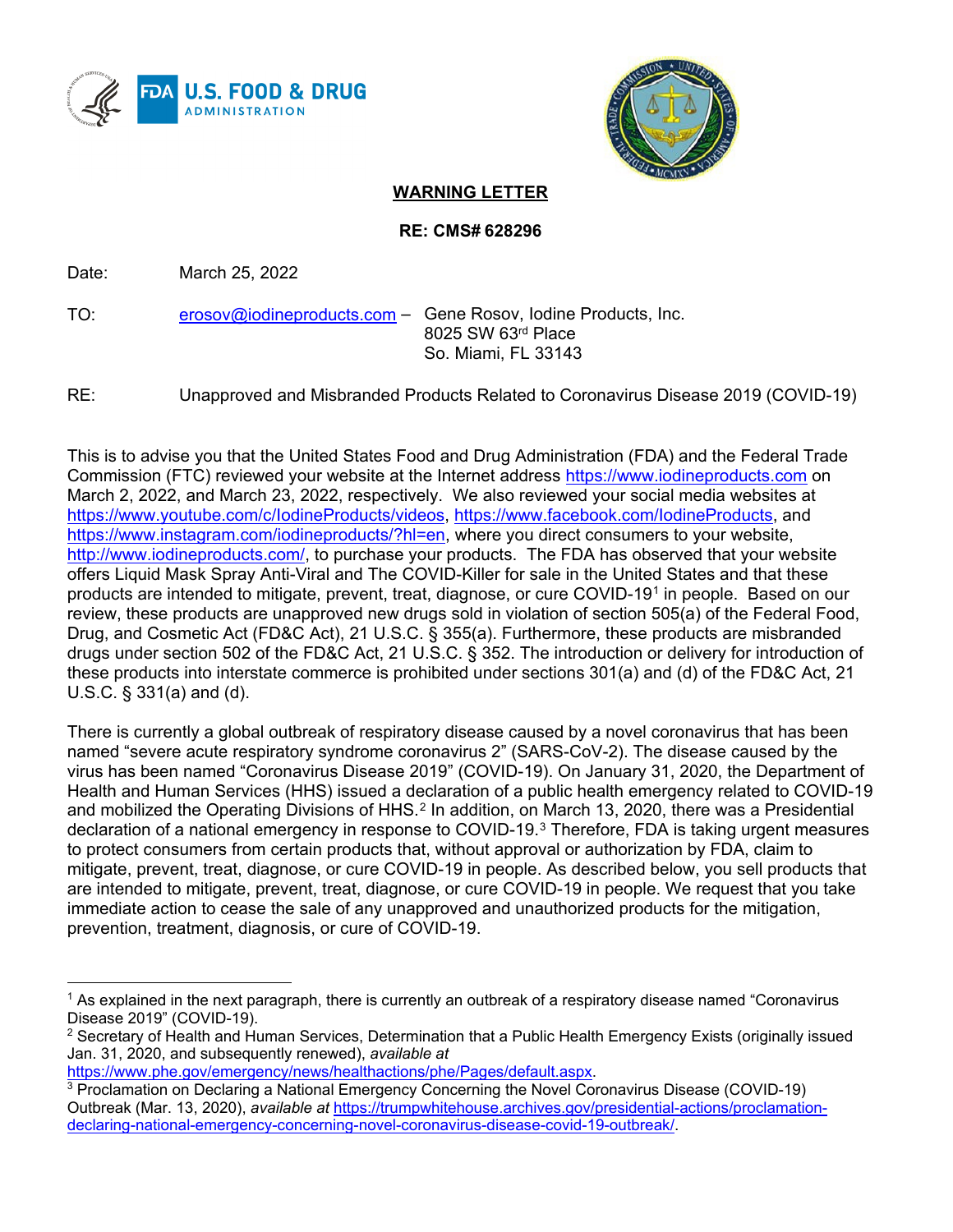**WARNING LETTER**

**RE: CMS# 628296**

Date: March 25, 2022

TO: erosov@iodineproducts.com – Gene Rosov, Iodine Products, Inc.
8025 SW 63rd Place
So. Miami, FL 33143

RE: Unapproved and Misbranded Products Related to Coronavirus Disease 2019 (COVID-19)

This is to advise you that the United States Food and Drug Administration (FDA) and the Federal Trade Commission (FTC) reviewed your website at the Internet address https://www.iodineproducts.com on March 2, 2022, and March 23, 2022, respectively. We also reviewed your social media websites at https://www.youtube.com/c/IodineProducts/videos, https://www.facebook.com/IodineProducts, and https://www.instagram.com/iodineproducts/?hl=en, where you direct consumers to your website, http://www.iodineproducts.com/, to purchase your products. The FDA has observed that your website offers Liquid Mask Spray Anti-Viral and The COVID-Killer for sale in the United States and that these products are intended to mitigate, prevent, treat, diagnose, or cure COVID-19[1] in people. Based on our review, these products are unapproved new drugs sold in violation of section 505(a) of the Federal Food, Drug, and Cosmetic Act (FD&C Act), 21 U.S.C. § 355(a). Furthermore, these products are misbranded drugs under section 502 of the FD&C Act, 21 U.S.C. § 352. The introduction or delivery for introduction of these products into interstate commerce is prohibited under sections 301(a) and (d) of the FD&C Act, 21 U.S.C. § 331(a) and (d).

There is currently a global outbreak of respiratory disease caused by a novel coronavirus that has been named "severe acute respiratory syndrome coronavirus 2" (SARS-CoV-2). The disease caused by the virus has been named "Coronavirus Disease 2019" (COVID-19). On January 31, 2020, the Department of Health and Human Services (HHS) issued a declaration of a public health emergency related to COVID-19 and mobilized the Operating Divisions of HHS.[2] In addition, on March 13, 2020, there was a Presidential declaration of a national emergency in response to COVID-19.[3] Therefore, FDA is taking urgent measures to protect consumers from certain products that, without approval or authorization by FDA, claim to mitigate, prevent, treat, diagnose, or cure COVID-19 in people. As described below, you sell products that are intended to mitigate, prevent, treat, diagnose, or cure COVID-19 in people. We request that you take immediate action to cease the sale of any unapproved and unauthorized products for the mitigation, prevention, treatment, diagnosis, or cure of COVID-19.

---

[1] As explained in the next paragraph, there is currently an outbreak of a respiratory disease named "Coronavirus Disease 2019" (COVID-19).

[2] Secretary of Health and Human Services, Determination that a Public Health Emergency Exists (originally issued Jan. 31, 2020, and subsequently renewed), *available at* https://www.phe.gov/emergency/news/healthactions/phe/Pages/default.aspx.

[3] Proclamation on Declaring a National Emergency Concerning the Novel Coronavirus Disease (COVID-19) Outbreak (Mar. 13, 2020), *available at* https://trumpwhitehouse.archives.gov/presidential-actions/proclamation-declaring-national-emergency-concerning-novel-coronavirus-disease-covid-19-outbreak/.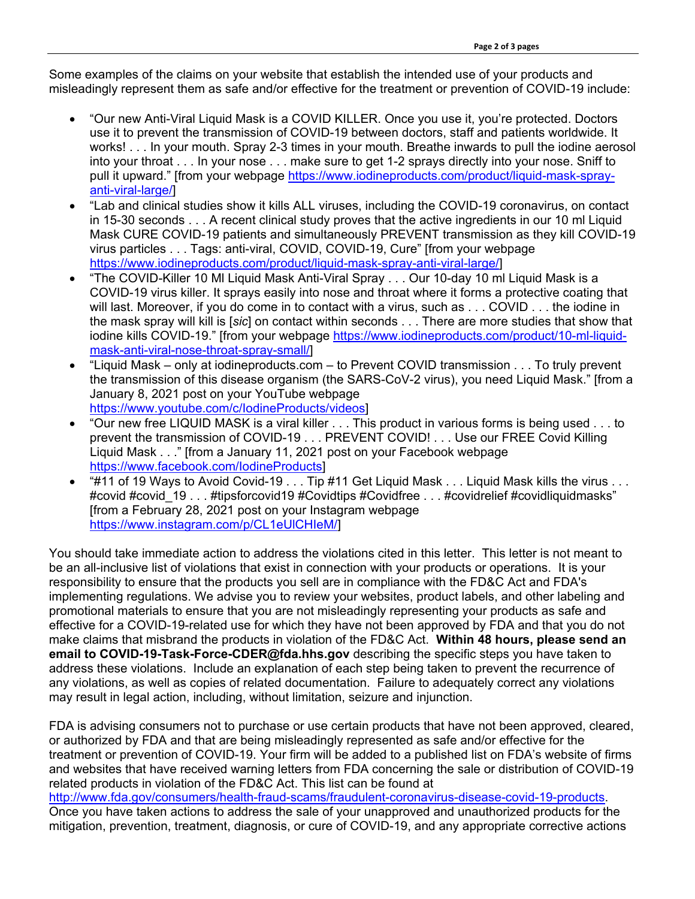Some examples of the claims on your website that establish the intended use of your products and misleadingly represent them as safe and/or effective for the treatment or prevention of COVID-19 include:

- "Our new Anti-Viral Liquid Mask is a COVID KILLER. Once you use it, you're protected. Doctors use it to prevent the transmission of COVID-19 between doctors, staff and patients worldwide. It works! . . . In your mouth. Spray 2-3 times in your mouth. Breathe inwards to pull the iodine aerosol into your throat . . . In your nose . . . make sure to get 1-2 sprays directly into your nose. Sniff to pull it upward." [from your webpage https://www.iodineproducts.com/product/liquid-mask-spray-anti-viral-large/]
- "Lab and clinical studies show it kills ALL viruses, including the COVID-19 coronavirus, on contact in 15-30 seconds . . . A recent clinical study proves that the active ingredients in our 10 ml Liquid Mask CURE COVID-19 patients and simultaneously PREVENT transmission as they kill COVID-19 virus particles . . . Tags: anti-viral, COVID, COVID-19, Cure" [from your webpage https://www.iodineproducts.com/product/liquid-mask-spray-anti-viral-large/]
- "The COVID-Killer 10 Ml Liquid Mask Anti-Viral Spray . . . Our 10-day 10 ml Liquid Mask is a COVID-19 virus killer. It sprays easily into nose and throat where it forms a protective coating that will last. Moreover, if you do come in to contact with a virus, such as . . . COVID . . . the iodine in the mask spray will kill is [*sic*] on contact within seconds . . . There are more studies that show that iodine kills COVID-19." [from your webpage https://www.iodineproducts.com/product/10-ml-liquid-mask-anti-viral-nose-throat-spray-small/]
- "Liquid Mask – only at iodineproducts.com – to Prevent COVID transmission . . . To truly prevent the transmission of this disease organism (the SARS-CoV-2 virus), you need Liquid Mask." [from a January 8, 2021 post on your YouTube webpage https://www.youtube.com/c/IodineProducts/videos]
- "Our new free LIQUID MASK is a viral killer . . . This product in various forms is being used . . . to prevent the transmission of COVID-19 . . . PREVENT COVID! . . . Use our FREE Covid Killing Liquid Mask . . ." [from a January 11, 2021 post on your Facebook webpage https://www.facebook.com/IodineProducts]
- "#11 of 19 Ways to Avoid Covid-19 . . . Tip #11 Get Liquid Mask . . . Liquid Mask kills the virus . . . #covid #covid_19 . . . #tipsforcovid19 #Covidtips #Covidfree . . . #covidrelief #covidliquidmasks" [from a February 28, 2021 post on your Instagram webpage https://www.instagram.com/p/CL1eUlCHIeM/]

You should take immediate action to address the violations cited in this letter. This letter is not meant to be an all-inclusive list of violations that exist in connection with your products or operations. It is your responsibility to ensure that the products you sell are in compliance with the FD&C Act and FDA's implementing regulations. We advise you to review your websites, product labels, and other labeling and promotional materials to ensure that you are not misleadingly representing your products as safe and effective for a COVID-19-related use for which they have not been approved by FDA and that you do not make claims that misbrand the products in violation of the FD&C Act. **Within 48 hours, please send an email to COVID-19-Task-Force-CDER@fda.hhs.gov** describing the specific steps you have taken to address these violations. Include an explanation of each step being taken to prevent the recurrence of any violations, as well as copies of related documentation. Failure to adequately correct any violations may result in legal action, including, without limitation, seizure and injunction.

FDA is advising consumers not to purchase or use certain products that have not been approved, cleared, or authorized by FDA and that are being misleadingly represented as safe and/or effective for the treatment or prevention of COVID-19. Your firm will be added to a published list on FDA's website of firms and websites that have received warning letters from FDA concerning the sale or distribution of COVID-19 related products in violation of the FD&C Act. This list can be found at http://www.fda.gov/consumers/health-fraud-scams/fraudulent-coronavirus-disease-covid-19-products. Once you have taken actions to address the sale of your unapproved and unauthorized products for the mitigation, prevention, treatment, diagnosis, or cure of COVID-19, and any appropriate corrective actions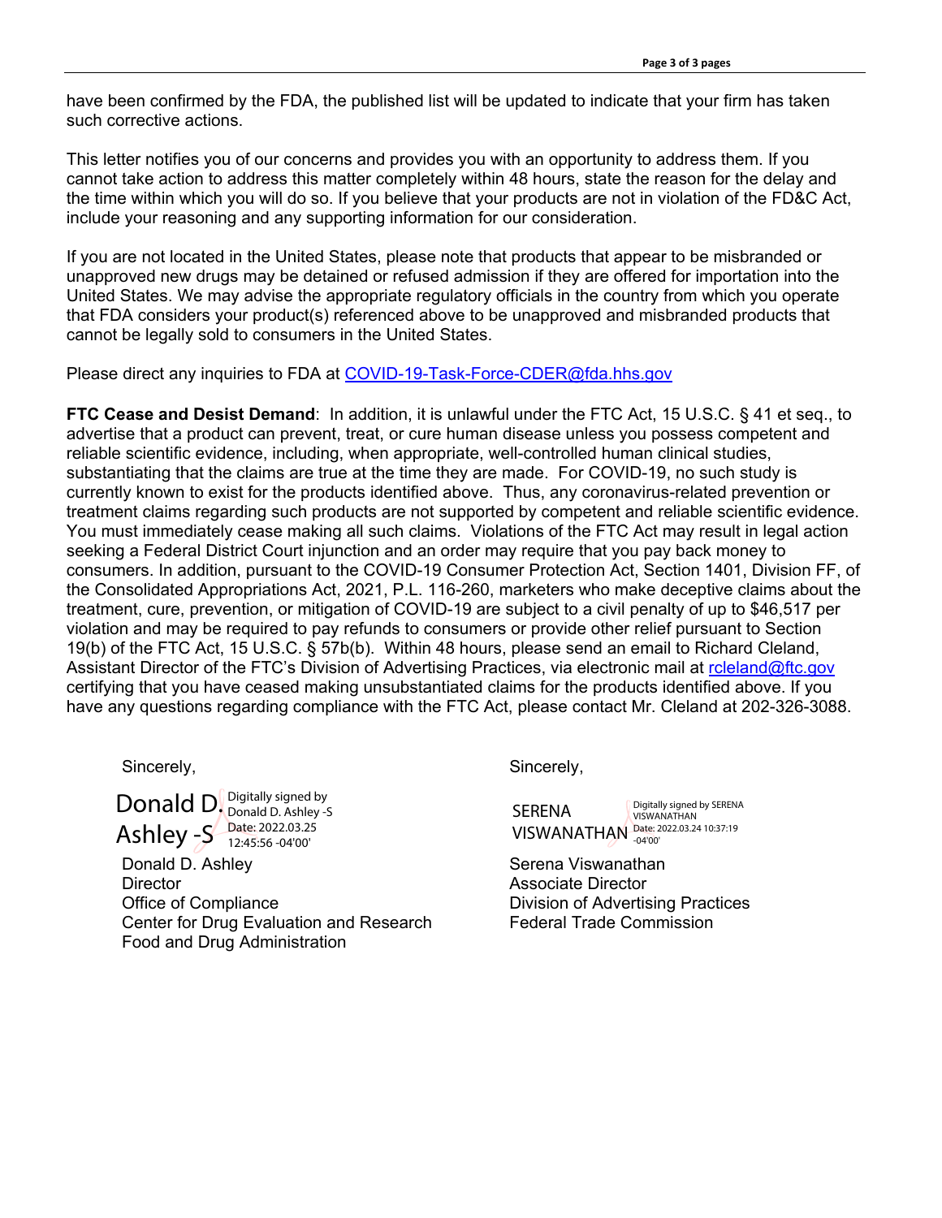have been confirmed by the FDA, the published list will be updated to indicate that your firm has taken such corrective actions.

This letter notifies you of our concerns and provides you with an opportunity to address them. If you cannot take action to address this matter completely within 48 hours, state the reason for the delay and the time within which you will do so. If you believe that your products are not in violation of the FD&C Act, include your reasoning and any supporting information for our consideration.

If you are not located in the United States, please note that products that appear to be misbranded or unapproved new drugs may be detained or refused admission if they are offered for importation into the United States. We may advise the appropriate regulatory officials in the country from which you operate that FDA considers your product(s) referenced above to be unapproved and misbranded products that cannot be legally sold to consumers in the United States.

Please direct any inquiries to FDA at COVID-19-Task-Force-CDER@fda.hhs.gov

**FTC Cease and Desist Demand**: In addition, it is unlawful under the FTC Act, 15 U.S.C. § 41 et seq., to advertise that a product can prevent, treat, or cure human disease unless you possess competent and reliable scientific evidence, including, when appropriate, well-controlled human clinical studies, substantiating that the claims are true at the time they are made. For COVID-19, no such study is currently known to exist for the products identified above. Thus, any coronavirus-related prevention or treatment claims regarding such products are not supported by competent and reliable scientific evidence. You must immediately cease making all such claims. Violations of the FTC Act may result in legal action seeking a Federal District Court injunction and an order may require that you pay back money to consumers. In addition, pursuant to the COVID-19 Consumer Protection Act, Section 1401, Division FF, of the Consolidated Appropriations Act, 2021, P.L. 116-260, marketers who make deceptive claims about the treatment, cure, prevention, or mitigation of COVID-19 are subject to a civil penalty of up to $46,517 per violation and may be required to pay refunds to consumers or provide other relief pursuant to Section 19(b) of the FTC Act, 15 U.S.C. § 57b(b). Within 48 hours, please send an email to Richard Cleland, Assistant Director of the FTC's Division of Advertising Practices, via electronic mail at rcleland@ftc.gov certifying that you have ceased making unsubstantiated claims for the products identified above. If you have any questions regarding compliance with the FTC Act, please contact Mr. Cleland at 202-326-3088.

Sincerely,

Donald D. Ashley -S
Digitally signed by Donald D. Ashley -S
Date: 2022.03.25 12:45:56 -04'00'

Donald D. Ashley
Director
Office of Compliance
Center for Drug Evaluation and Research
Food and Drug Administration

Sincerely,

SERENA VISWANATHAN
Digitally signed by SERENA VISWANATHAN
Date: 2022.03.24 10:37:19 -04'00'

Serena Viswanathan
Associate Director
Division of Advertising Practices
Federal Trade Commission